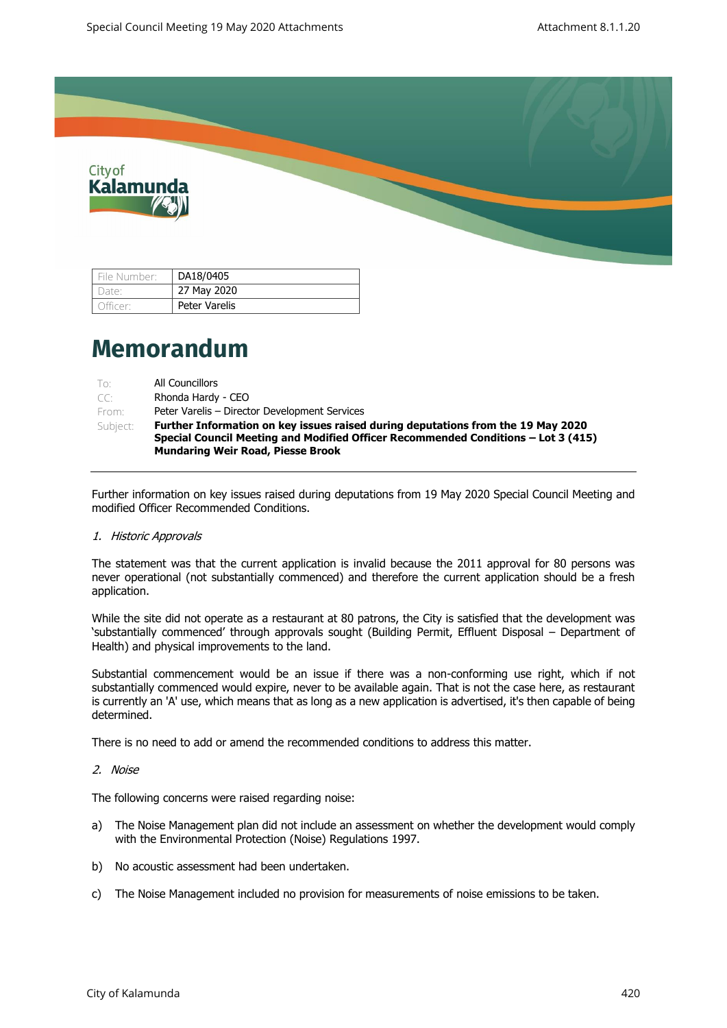| File Number: | DA18/0405 |
|---|---|
| Date: | 27 May 2020 |
| Officer: | Peter Varelis |

# Memorandum

| | |
|---|---|
| To: | All Councillors |
| CC: | Rhonda Hardy - CEO |
| From: | Peter Varelis – Director Development Services |
| Subject: | **Further Information on key issues raised during deputations from the 19 May 2020 Special Council Meeting and Modified Officer Recommended Conditions – Lot 3 (415) Mundaring Weir Road, Piesse Brook** |

---

Further information on key issues raised during deputations from 19 May 2020 Special Council Meeting and modified Officer Recommended Conditions.

1. *Historic Approvals*

The statement was that the current application is invalid because the 2011 approval for 80 persons was never operational (not substantially commenced) and therefore the current application should be a fresh application.

While the site did not operate as a restaurant at 80 patrons, the City is satisfied that the development was 'substantially commenced' through approvals sought (Building Permit, Effluent Disposal – Department of Health) and physical improvements to the land.

Substantial commencement would be an issue if there was a non-conforming use right, which if not substantially commenced would expire, never to be available again. That is not the case here, as restaurant is currently an 'A' use, which means that as long as a new application is advertised, it's then capable of being determined.

There is no need to add or amend the recommended conditions to address this matter.

2. *Noise*

The following concerns were raised regarding noise:

a) The Noise Management plan did not include an assessment on whether the development would comply with the Environmental Protection (Noise) Regulations 1997.

b) No acoustic assessment had been undertaken.

c) The Noise Management included no provision for measurements of noise emissions to be taken.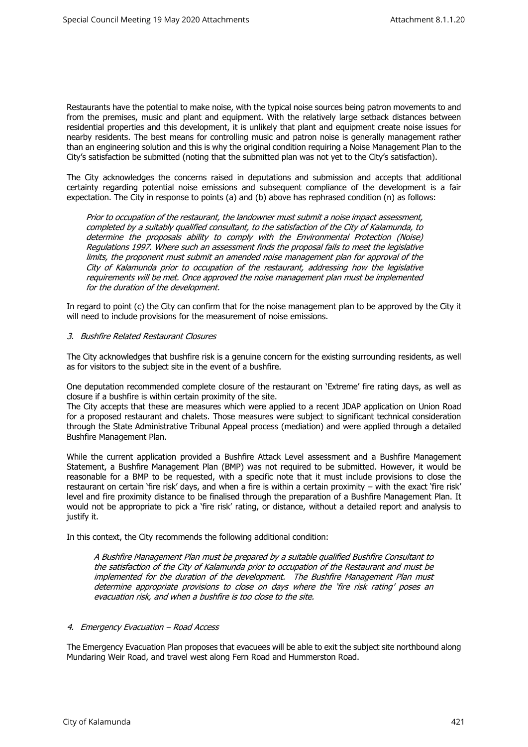Restaurants have the potential to make noise, with the typical noise sources being patron movements to and from the premises, music and plant and equipment. With the relatively large setback distances between residential properties and this development, it is unlikely that plant and equipment create noise issues for nearby residents. The best means for controlling music and patron noise is generally management rather than an engineering solution and this is why the original condition requiring a Noise Management Plan to the City's satisfaction be submitted (noting that the submitted plan was not yet to the City's satisfaction).

The City acknowledges the concerns raised in deputations and submission and accepts that additional certainty regarding potential noise emissions and subsequent compliance of the development is a fair expectation. The City in response to points (a) and (b) above has rephrased condition (n) as follows:

> *Prior to occupation of the restaurant, the landowner must submit a noise impact assessment, completed by a suitably qualified consultant, to the satisfaction of the City of Kalamunda, to determine the proposals ability to comply with the Environmental Protection (Noise) Regulations 1997. Where such an assessment finds the proposal fails to meet the legislative limits, the proponent must submit an amended noise management plan for approval of the City of Kalamunda prior to occupation of the restaurant, addressing how the legislative requirements will be met. Once approved the noise management plan must be implemented for the duration of the development.*

In regard to point (c) the City can confirm that for the noise management plan to be approved by the City it will need to include provisions for the measurement of noise emissions.

### *3. Bushfire Related Restaurant Closures*

The City acknowledges that bushfire risk is a genuine concern for the existing surrounding residents, as well as for visitors to the subject site in the event of a bushfire.

One deputation recommended complete closure of the restaurant on 'Extreme' fire rating days, as well as closure if a bushfire is within certain proximity of the site.

The City accepts that these are measures which were applied to a recent JDAP application on Union Road for a proposed restaurant and chalets. Those measures were subject to significant technical consideration through the State Administrative Tribunal Appeal process (mediation) and were applied through a detailed Bushfire Management Plan.

While the current application provided a Bushfire Attack Level assessment and a Bushfire Management Statement, a Bushfire Management Plan (BMP) was not required to be submitted. However, it would be reasonable for a BMP to be requested, with a specific note that it must include provisions to close the restaurant on certain 'fire risk' days, and when a fire is within a certain proximity – with the exact 'fire risk' level and fire proximity distance to be finalised through the preparation of a Bushfire Management Plan. It would not be appropriate to pick a 'fire risk' rating, or distance, without a detailed report and analysis to justify it.

In this context, the City recommends the following additional condition:

> *A Bushfire Management Plan must be prepared by a suitable qualified Bushfire Consultant to the satisfaction of the City of Kalamunda prior to occupation of the Restaurant and must be implemented for the duration of the development. The Bushfire Management Plan must determine appropriate provisions to close on days where the 'fire risk rating' poses an evacuation risk, and when a bushfire is too close to the site.*

### *4. Emergency Evacuation – Road Access*

The Emergency Evacuation Plan proposes that evacuees will be able to exit the subject site northbound along Mundaring Weir Road, and travel west along Fern Road and Hummerston Road.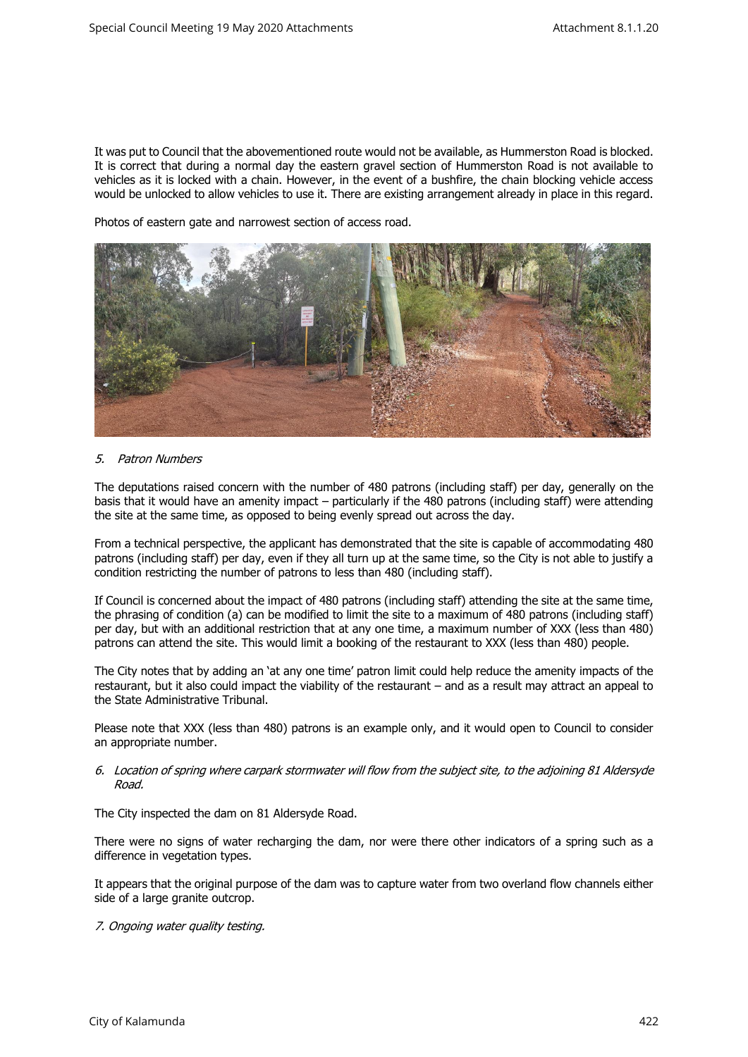It was put to Council that the abovementioned route would not be available, as Hummerston Road is blocked. It is correct that during a normal day the eastern gravel section of Hummerston Road is not available to vehicles as it is locked with a chain. However, in the event of a bushfire, the chain blocking vehicle access would be unlocked to allow vehicles to use it. There are existing arrangement already in place in this regard.

Photos of eastern gate and narrowest section of access road.

*5. Patron Numbers*

The deputations raised concern with the number of 480 patrons (including staff) per day, generally on the basis that it would have an amenity impact – particularly if the 480 patrons (including staff) were attending the site at the same time, as opposed to being evenly spread out across the day.

From a technical perspective, the applicant has demonstrated that the site is capable of accommodating 480 patrons (including staff) per day, even if they all turn up at the same time, so the City is not able to justify a condition restricting the number of patrons to less than 480 (including staff).

If Council is concerned about the impact of 480 patrons (including staff) attending the site at the same time, the phrasing of condition (a) can be modified to limit the site to a maximum of 480 patrons (including staff) per day, but with an additional restriction that at any one time, a maximum number of XXX (less than 480) patrons can attend the site. This would limit a booking of the restaurant to XXX (less than 480) people.

The City notes that by adding an 'at any one time' patron limit could help reduce the amenity impacts of the restaurant, but it also could impact the viability of the restaurant – and as a result may attract an appeal to the State Administrative Tribunal.

Please note that XXX (less than 480) patrons is an example only, and it would open to Council to consider an appropriate number.

*6. Location of spring where carpark stormwater will flow from the subject site, to the adjoining 81 Aldersyde Road.*

The City inspected the dam on 81 Aldersyde Road.

There were no signs of water recharging the dam, nor were there other indicators of a spring such as a difference in vegetation types.

It appears that the original purpose of the dam was to capture water from two overland flow channels either side of a large granite outcrop.

*7. Ongoing water quality testing.*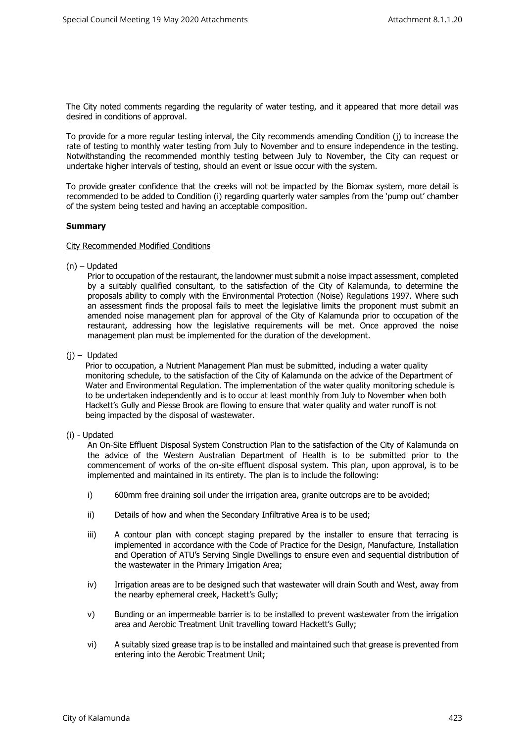The City noted comments regarding the regularity of water testing, and it appeared that more detail was desired in conditions of approval.

To provide for a more regular testing interval, the City recommends amending Condition (j) to increase the rate of testing to monthly water testing from July to November and to ensure independence in the testing. Notwithstanding the recommended monthly testing between July to November, the City can request or undertake higher intervals of testing, should an event or issue occur with the system.

To provide greater confidence that the creeks will not be impacted by the Biomax system, more detail is recommended to be added to Condition (i) regarding quarterly water samples from the 'pump out' chamber of the system being tested and having an acceptable composition.

**Summary**

City Recommended Modified Conditions

(n) – Updated

Prior to occupation of the restaurant, the landowner must submit a noise impact assessment, completed by a suitably qualified consultant, to the satisfaction of the City of Kalamunda, to determine the proposals ability to comply with the Environmental Protection (Noise) Regulations 1997. Where such an assessment finds the proposal fails to meet the legislative limits the proponent must submit an amended noise management plan for approval of the City of Kalamunda prior to occupation of the restaurant, addressing how the legislative requirements will be met. Once approved the noise management plan must be implemented for the duration of the development.

(j) – Updated

Prior to occupation, a Nutrient Management Plan must be submitted, including a water quality monitoring schedule, to the satisfaction of the City of Kalamunda on the advice of the Department of Water and Environmental Regulation. The implementation of the water quality monitoring schedule is to be undertaken independently and is to occur at least monthly from July to November when both Hackett's Gully and Piesse Brook are flowing to ensure that water quality and water runoff is not being impacted by the disposal of wastewater.

(i) - Updated

An On-Site Effluent Disposal System Construction Plan to the satisfaction of the City of Kalamunda on the advice of the Western Australian Department of Health is to be submitted prior to the commencement of works of the on-site effluent disposal system. This plan, upon approval, is to be implemented and maintained in its entirety. The plan is to include the following:

i) 600mm free draining soil under the irrigation area, granite outcrops are to be avoided;

ii) Details of how and when the Secondary Infiltrative Area is to be used;

iii) A contour plan with concept staging prepared by the installer to ensure that terracing is implemented in accordance with the Code of Practice for the Design, Manufacture, Installation and Operation of ATU's Serving Single Dwellings to ensure even and sequential distribution of the wastewater in the Primary Irrigation Area;

iv) Irrigation areas are to be designed such that wastewater will drain South and West, away from the nearby ephemeral creek, Hackett's Gully;

v) Bunding or an impermeable barrier is to be installed to prevent wastewater from the irrigation area and Aerobic Treatment Unit travelling toward Hackett's Gully;

vi) A suitably sized grease trap is to be installed and maintained such that grease is prevented from entering into the Aerobic Treatment Unit;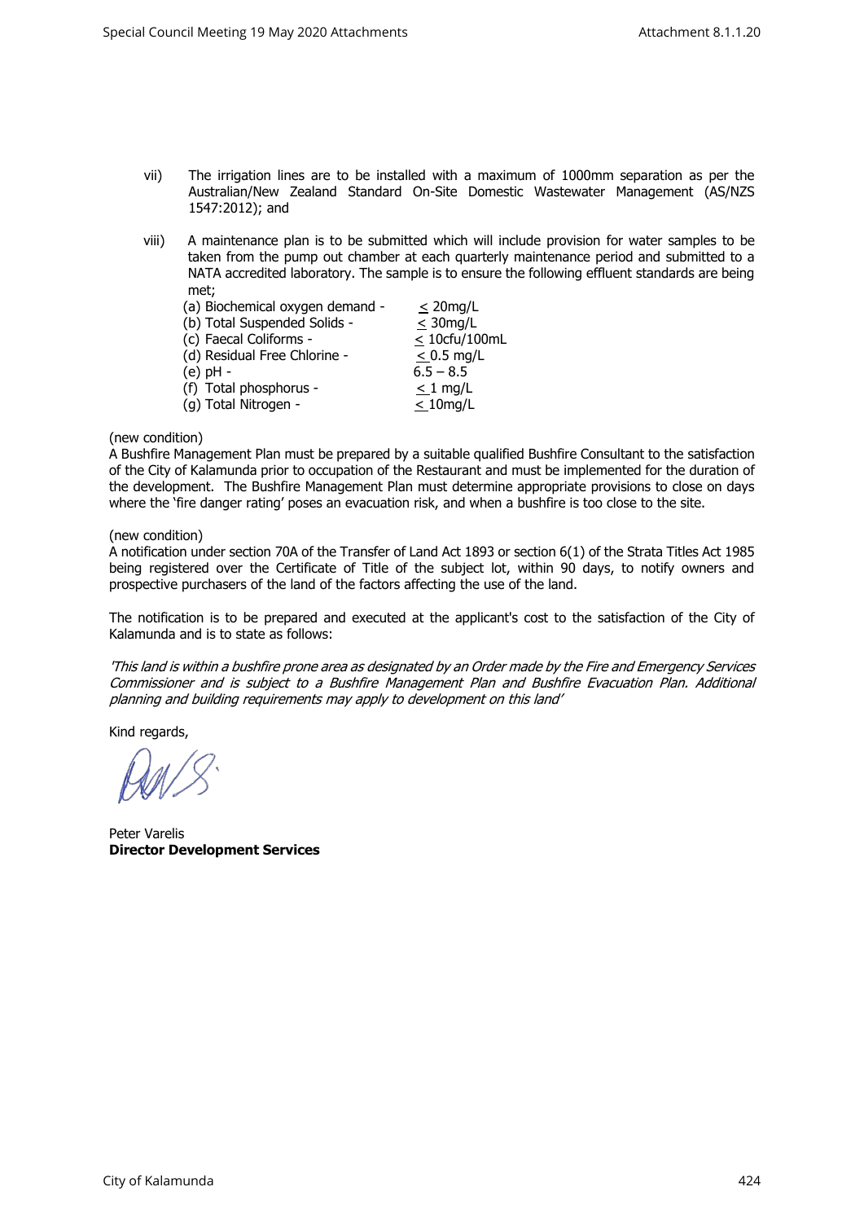vii) The irrigation lines are to be installed with a maximum of 1000mm separation as per the Australian/New Zealand Standard On-Site Domestic Wastewater Management (AS/NZS 1547:2012); and

viii) A maintenance plan is to be submitted which will include provision for water samples to be taken from the pump out chamber at each quarterly maintenance period and submitted to a NATA accredited laboratory. The sample is to ensure the following effluent standards are being met;

| | |
|---|---|
| (a) Biochemical oxygen demand - | ≤ 20mg/L |
| (b) Total Suspended Solids - | ≤ 30mg/L |
| (c) Faecal Coliforms - | ≤ 10cfu/100mL |
| (d) Residual Free Chlorine - | ≤ 0.5 mg/L |
| (e) pH - | 6.5 – 8.5 |
| (f) Total phosphorus - | ≤ 1 mg/L |
| (g) Total Nitrogen - | ≤ 10mg/L |

(new condition)
A Bushfire Management Plan must be prepared by a suitable qualified Bushfire Consultant to the satisfaction of the City of Kalamunda prior to occupation of the Restaurant and must be implemented for the duration of the development. The Bushfire Management Plan must determine appropriate provisions to close on days where the 'fire danger rating' poses an evacuation risk, and when a bushfire is too close to the site.

(new condition)
A notification under section 70A of the Transfer of Land Act 1893 or section 6(1) of the Strata Titles Act 1985 being registered over the Certificate of Title of the subject lot, within 90 days, to notify owners and prospective purchasers of the land of the factors affecting the use of the land.

The notification is to be prepared and executed at the applicant's cost to the satisfaction of the City of Kalamunda and is to state as follows:

*'This land is within a bushfire prone area as designated by an Order made by the Fire and Emergency Services Commissioner and is subject to a Bushfire Management Plan and Bushfire Evacuation Plan. Additional planning and building requirements may apply to development on this land'*

Kind regards,

Peter Varelis
**Director Development Services**